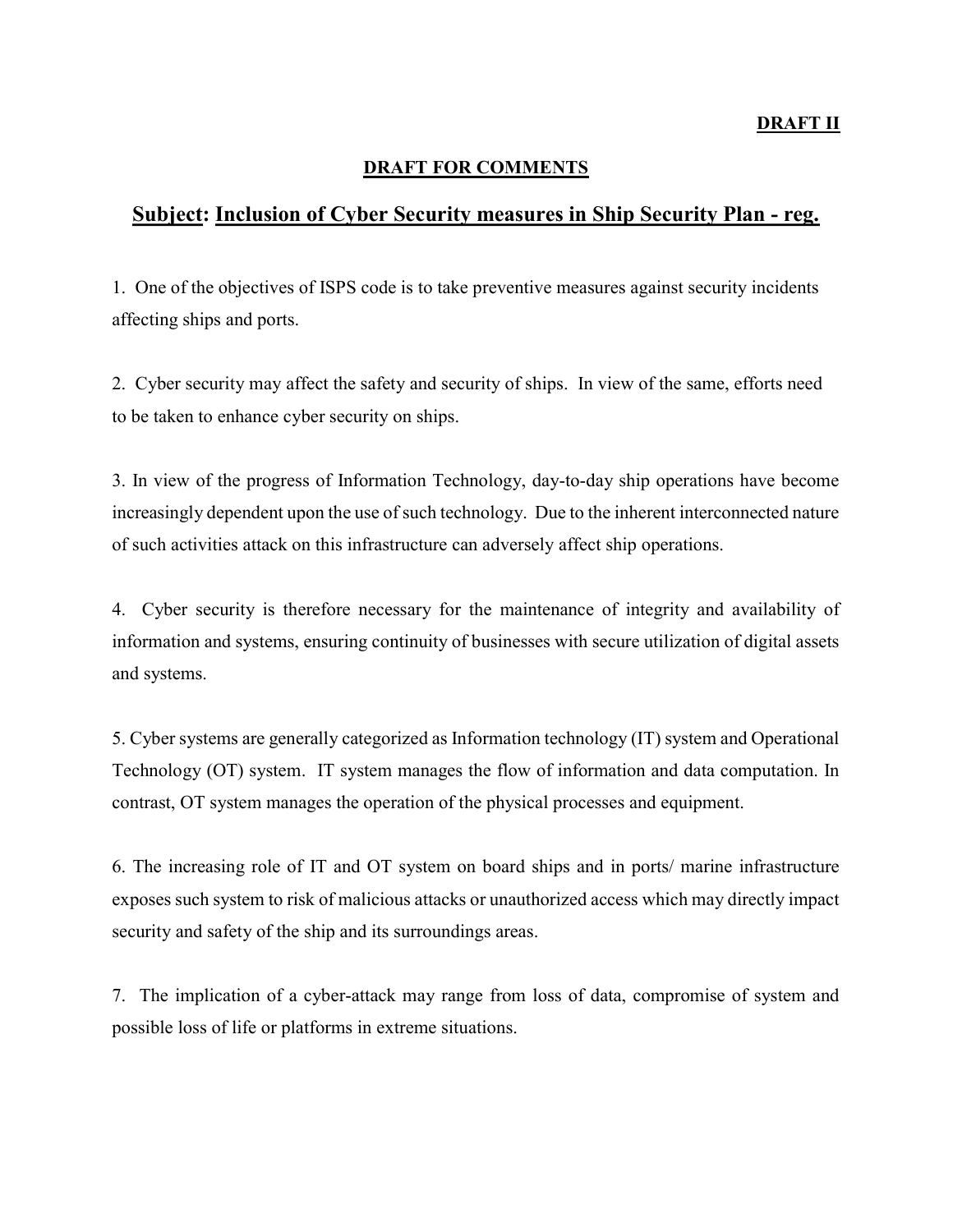**DRAFT II**

**DRAFT FOR COMMENTS**

## **Subject: Inclusion of Cyber Security measures in Ship Security Plan - reg.**

1. One of the objectives of ISPS code is to take preventive measures against security incidents affecting ships and ports.

2. Cyber security may affect the safety and security of ships. In view of the same, efforts need to be taken to enhance cyber security on ships.

3. In view of the progress of Information Technology, day-to-day ship operations have become increasingly dependent upon the use of such technology. Due to the inherent interconnected nature of such activities attack on this infrastructure can adversely affect ship operations.

4. Cyber security is therefore necessary for the maintenance of integrity and availability of information and systems, ensuring continuity of businesses with secure utilization of digital assets and systems.

5. Cyber systems are generally categorized as Information technology (IT) system and Operational Technology (OT) system. IT system manages the flow of information and data computation. In contrast, OT system manages the operation of the physical processes and equipment.

6. The increasing role of IT and OT system on board ships and in ports/ marine infrastructure exposes such system to risk of malicious attacks or unauthorized access which may directly impact security and safety of the ship and its surroundings areas.

7. The implication of a cyber-attack may range from loss of data, compromise of system and possible loss of life or platforms in extreme situations.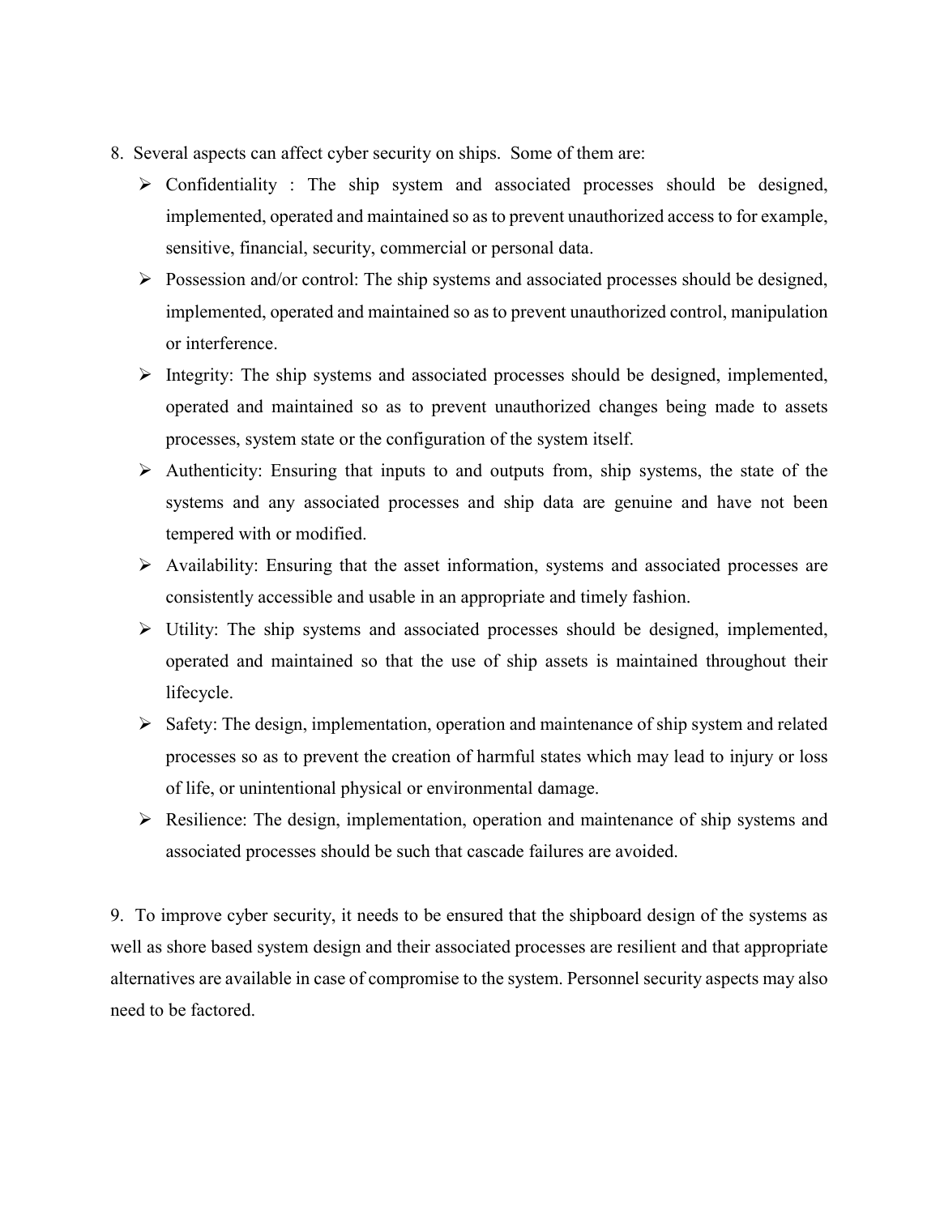8. Several aspects can affect cyber security on ships. Some of them are:

    - Confidentiality : The ship system and associated processes should be designed, implemented, operated and maintained so as to prevent unauthorized access to for example, sensitive, financial, security, commercial or personal data.
    - Possession and/or control: The ship systems and associated processes should be designed, implemented, operated and maintained so as to prevent unauthorized control, manipulation or interference.
    - Integrity: The ship systems and associated processes should be designed, implemented, operated and maintained so as to prevent unauthorized changes being made to assets processes, system state or the configuration of the system itself.
    - Authenticity: Ensuring that inputs to and outputs from, ship systems, the state of the systems and any associated processes and ship data are genuine and have not been tempered with or modified.
    - Availability: Ensuring that the asset information, systems and associated processes are consistently accessible and usable in an appropriate and timely fashion.
    - Utility: The ship systems and associated processes should be designed, implemented, operated and maintained so that the use of ship assets is maintained throughout their lifecycle.
    - Safety: The design, implementation, operation and maintenance of ship system and related processes so as to prevent the creation of harmful states which may lead to injury or loss of life, or unintentional physical or environmental damage.
    - Resilience: The design, implementation, operation and maintenance of ship systems and associated processes should be such that cascade failures are avoided.

9. To improve cyber security, it needs to be ensured that the shipboard design of the systems as well as shore based system design and their associated processes are resilient and that appropriate alternatives are available in case of compromise to the system. Personnel security aspects may also need to be factored.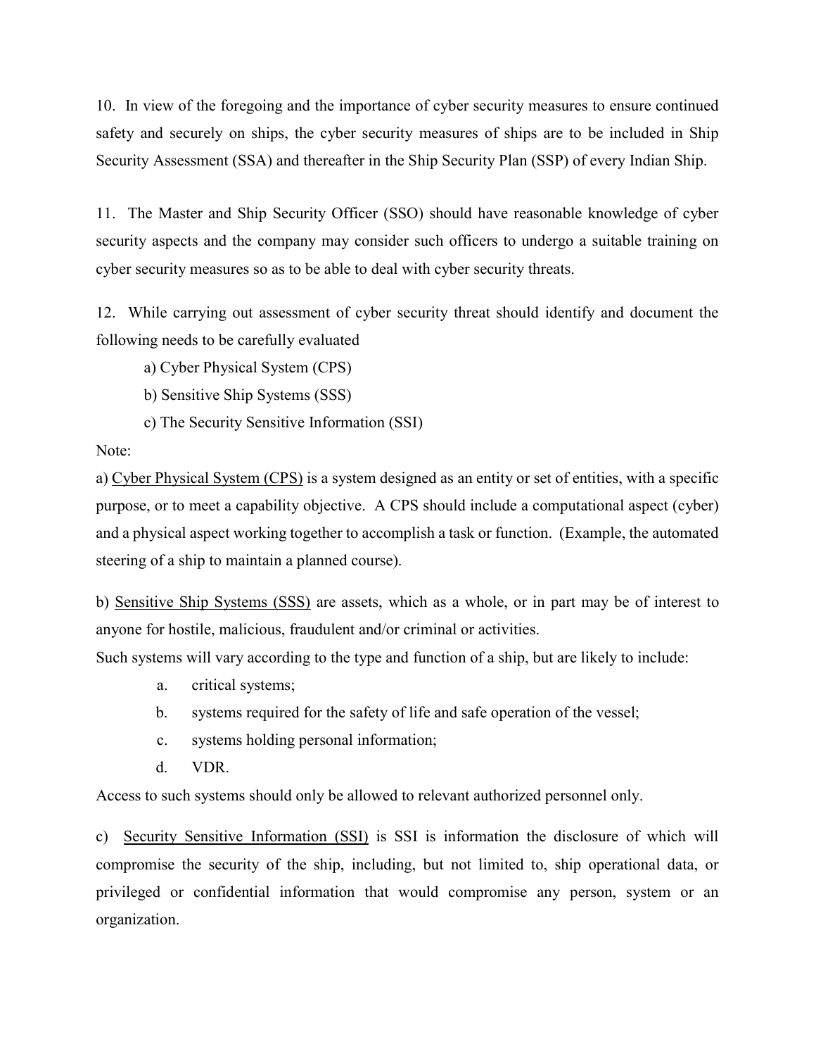10. In view of the foregoing and the importance of cyber security measures to ensure continued safety and securely on ships, the cyber security measures of ships are to be included in Ship Security Assessment (SSA) and thereafter in the Ship Security Plan (SSP) of every Indian Ship.

11. The Master and Ship Security Officer (SSO) should have reasonable knowledge of cyber security aspects and the company may consider such officers to undergo a suitable training on cyber security measures so as to be able to deal with cyber security threats.

12. While carrying out assessment of cyber security threat should identify and document the following needs to be carefully evaluated

a) Cyber Physical System (CPS)

b) Sensitive Ship Systems (SSS)

c) The Security Sensitive Information (SSI)

Note:

a) <u>Cyber Physical System (CPS)</u> is a system designed as an entity or set of entities, with a specific purpose, or to meet a capability objective. A CPS should include a computational aspect (cyber) and a physical aspect working together to accomplish a task or function. (Example, the automated steering of a ship to maintain a planned course).

b) <u>Sensitive Ship Systems (SSS)</u> are assets, which as a whole, or in part may be of interest to anyone for hostile, malicious, fraudulent and/or criminal or activities.

Such systems will vary according to the type and function of a ship, but are likely to include:

a. critical systems;

b. systems required for the safety of life and safe operation of the vessel;

c. systems holding personal information;

d. VDR.

Access to such systems should only be allowed to relevant authorized personnel only.

c) <u>Security Sensitive Information (SSI)</u> is SSI is information the disclosure of which will compromise the security of the ship, including, but not limited to, ship operational data, or privileged or confidential information that would compromise any person, system or an organization.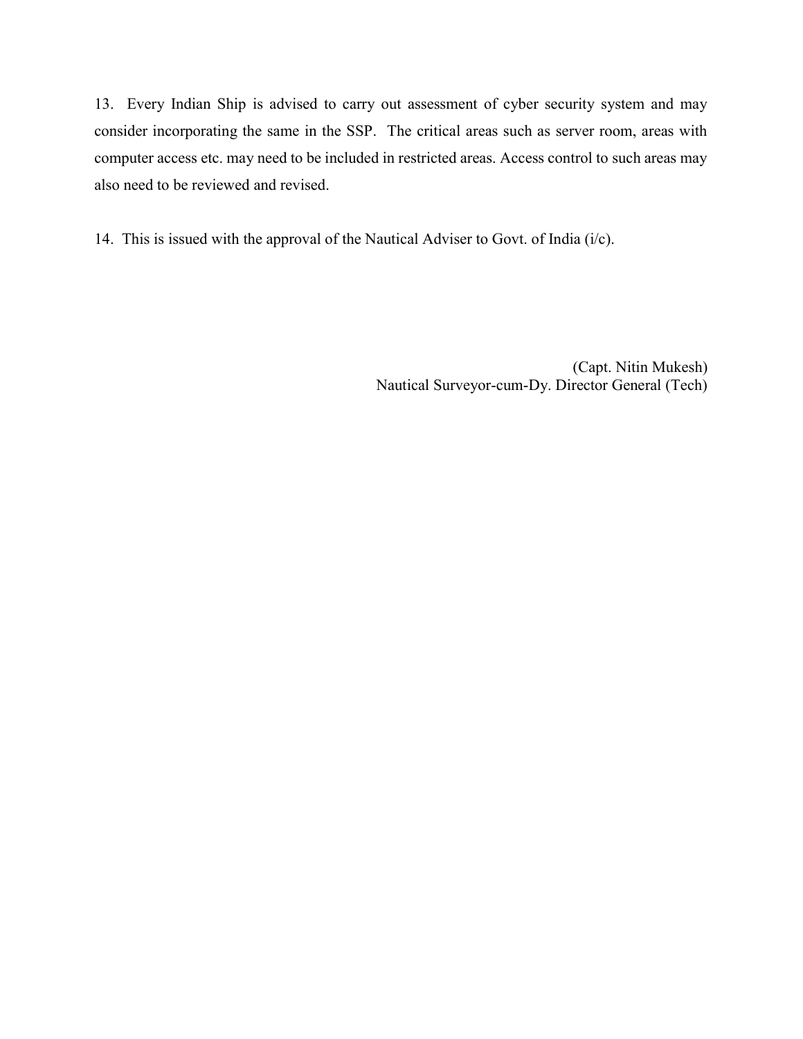13. Every Indian Ship is advised to carry out assessment of cyber security system and may consider incorporating the same in the SSP. The critical areas such as server room, areas with computer access etc. may need to be included in restricted areas. Access control to such areas may also need to be reviewed and revised.

14. This is issued with the approval of the Nautical Adviser to Govt. of India (i/c).

(Capt. Nitin Mukesh)
Nautical Surveyor-cum-Dy. Director General (Tech)